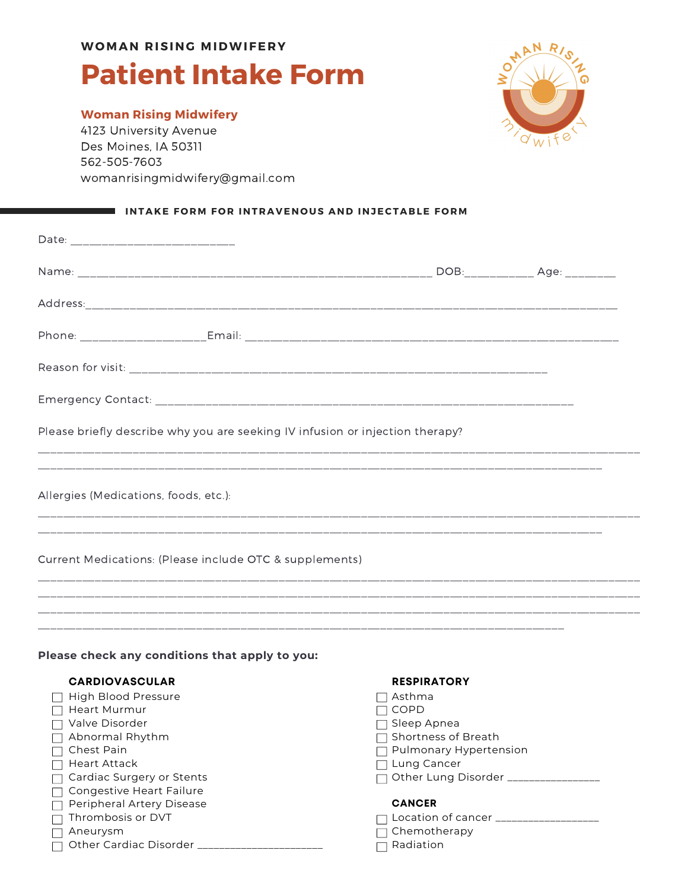**WOMAN RISING MIDWIFERY**

# Patient Intake Form

**Woman Rising Midwifery**
4123 University Avenue
Des Moines, IA 50311
562-505-7603
womanrisingmidwifery@gmail.com

## INTAKE FORM FOR INTRAVENOUS AND INJECTABLE FORM

Date: ___________________________

Name: ____________________________________________________________ DOB:___________ Age: ________

Address:__________________________________________________________________________________________

Phone: ____________________Email: ________________________________________________________________

Reason for visit: ________________________________________________________________________

Emergency Contact: ________________________________________________________________________

Please briefly describe why you are seeking IV infusion or injection therapy?

______________________________________________________________________________________________________

_______________________________________________________________________________________________

Allergies (Medications, foods, etc.):

______________________________________________________________________________________________________

_______________________________________________________________________________________________

Current Medications: (Please include OTC & supplements)

______________________________________________________________________________________________________

______________________________________________________________________________________________________

______________________________________________________________________________________________________

_________________________________________________________________________________________

**Please check any conditions that apply to you:**

**CARDIOVASCULAR**

- ☐ High Blood Pressure
- ☐ Heart Murmur
- ☐ Valve Disorder
- ☐ Abnormal Rhythm
- ☐ Chest Pain
- ☐ Heart Attack
- ☐ Cardiac Surgery or Stents
- ☐ Congestive Heart Failure
- ☐ Peripheral Artery Disease
- ☐ Thrombosis or DVT
- ☐ Aneurysm
- ☐ Other Cardiac Disorder ______________________

**RESPIRATORY**

- ☐ Asthma
- ☐ COPD
- ☐ Sleep Apnea
- ☐ Shortness of Breath
- ☐ Pulmonary Hypertension
- ☐ Lung Cancer
- ☐ Other Lung Disorder ________________

**CANCER**

- ☐ Location of cancer __________________
- ☐ Chemotherapy
- ☐ Radiation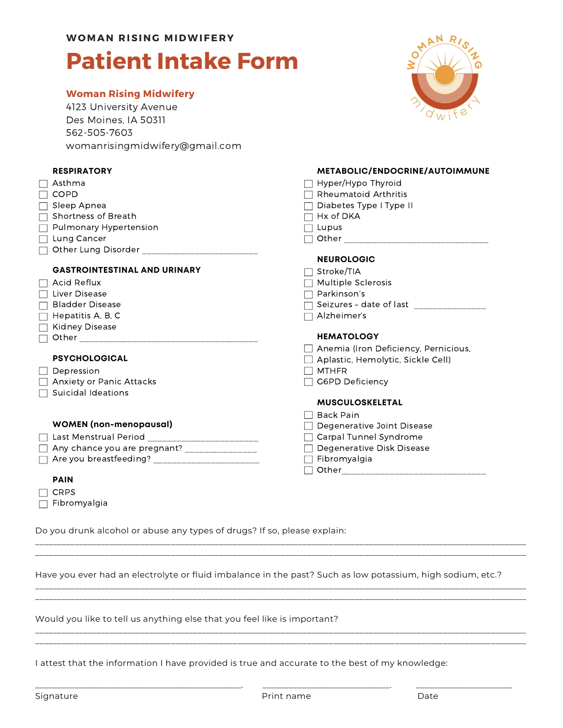WOMAN RISING MIDWIFERY

# Patient Intake Form

**Woman Rising Midwifery**
4123 University Avenue
Des Moines, IA 50311
562-505-7603
womanrisingmidwifery@gmail.com

### RESPIRATORY

- ☐ Asthma
- ☐ COPD
- ☐ Sleep Apnea
- ☐ Shortness of Breath
- ☐ Pulmonary Hypertension
- ☐ Lung Cancer
- ☐ Other Lung Disorder ______________________

### GASTROINTESTINAL AND URINARY

- ☐ Acid Reflux
- ☐ Liver Disease
- ☐ Bladder Disease
- ☐ Hepatitis A, B, C
- ☐ Kidney Disease
- ☐ Other ____________________________________

### PSYCHOLOGICAL

- ☐ Depression
- ☐ Anxiety or Panic Attacks
- ☐ Suicidal Ideations

### WOMEN (non-menopausal)

- ☐ Last Menstrual Period ______________________
- ☐ Any chance you are pregnant? ______________
- ☐ Are you breastfeeding? ____________________

### PAIN

- ☐ CRPS
- ☐ Fibromyalgia

### METABOLIC/ENDOCRINE/AUTOIMMUNE

- ☐ Hyper/Hypo Thyroid
- ☐ Rheumatoid Arthritis
- ☐ Diabetes Type I Type II
- ☐ Hx of DKA
- ☐ Lupus
- ☐ Other ______________________________

### NEUROLOGIC

- ☐ Stroke/TIA
- ☐ Multiple Sclerosis
- ☐ Parkinson's
- ☐ Seizures – date of last ______________
- ☐ Alzheimer's

### HEMATOLOGY

- ☐ Anemia (Iron Deficiency, Pernicious, Aplastic, Hemolytic, Sickle Cell)
- ☐ MTHFR
- ☐ G6PD Deficiency

### MUSCULOSKELETAL

- ☐ Back Pain
- ☐ Degenerative Joint Disease
- ☐ Carpal Tunnel Syndrome
- ☐ Degenerative Disk Disease
- ☐ Fibromyalgia
- ☐ Other______________________________

Do you drunk alcohol or abuse any types of drugs? If so, please explain:

______________________________________________________________________________

______________________________________________________________________________

Have you ever had an electrolyte or fluid imbalance in the past? Such as low potassium, high sodium, etc.?

______________________________________________________________________________

______________________________________________________________________________

Would you like to tell us anything else that you feel like is important?

______________________________________________________________________________

______________________________________________________________________________

I attest that the information I have provided is true and accurate to the best of my knowledge:

| ______________________________ | ______________________ | __________________ |
|---|---|---|
| Signature | Print name | Date |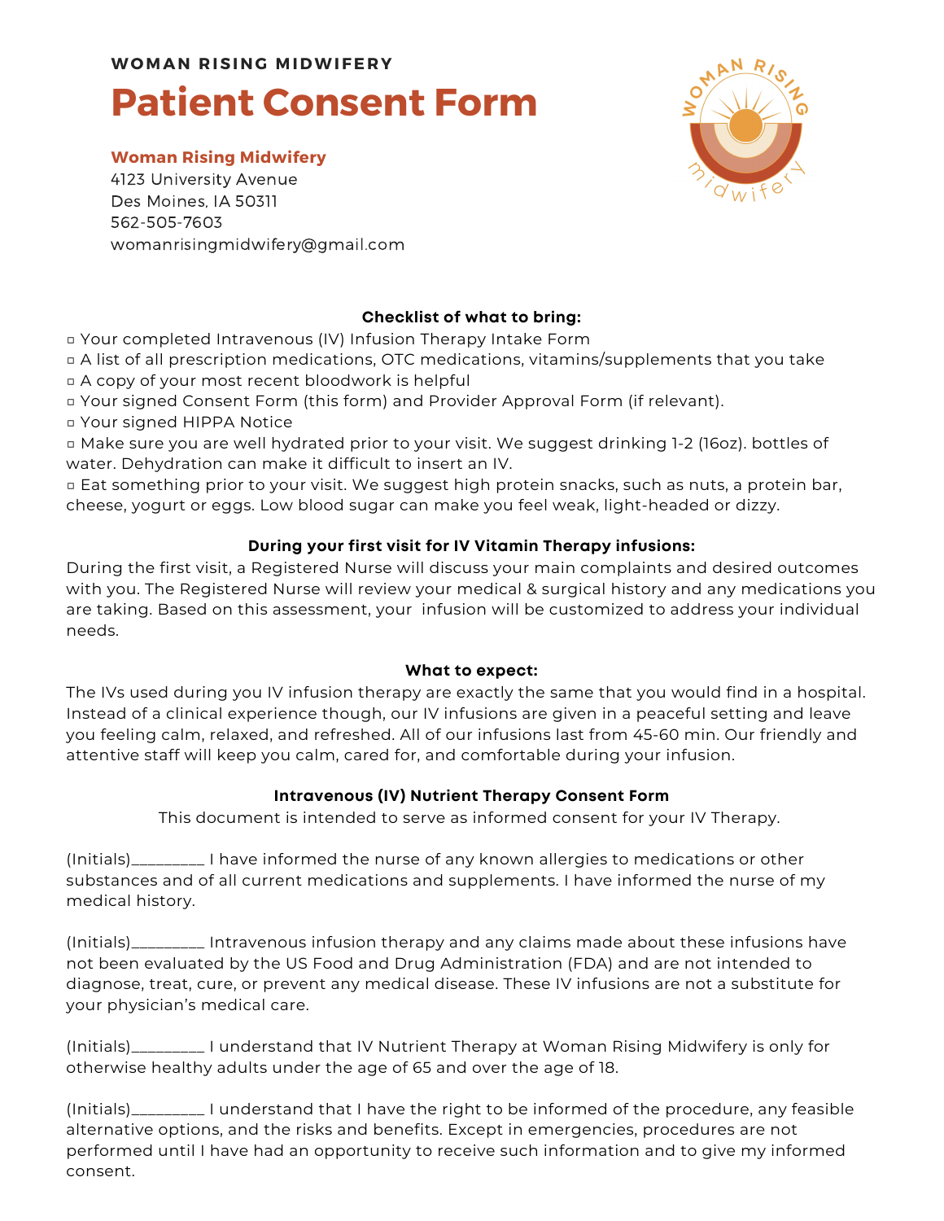WOMAN RISING MIDWIFERY

# Patient Consent Form

**Woman Rising Midwifery**
4123 University Avenue
Des Moines, IA 50311
562-505-7603
womanrisingmidwifery@gmail.com

### Checklist of what to bring:

- ▫ Your completed Intravenous (IV) Infusion Therapy Intake Form
- ▫ A list of all prescription medications, OTC medications, vitamins/supplements that you take
- ▫ A copy of your most recent bloodwork is helpful
- ▫ Your signed Consent Form (this form) and Provider Approval Form (if relevant).
- ▫ Your signed HIPPA Notice
- ▫ Make sure you are well hydrated prior to your visit. We suggest drinking 1-2 (16oz). bottles of water. Dehydration can make it difficult to insert an IV.
- ▫ Eat something prior to your visit. We suggest high protein snacks, such as nuts, a protein bar, cheese, yogurt or eggs. Low blood sugar can make you feel weak, light-headed or dizzy.

### During your first visit for IV Vitamin Therapy infusions:

During the first visit, a Registered Nurse will discuss your main complaints and desired outcomes with you. The Registered Nurse will review your medical & surgical history and any medications you are taking. Based on this assessment, your infusion will be customized to address your individual needs.

### What to expect:

The IVs used during you IV infusion therapy are exactly the same that you would find in a hospital. Instead of a clinical experience though, our IV infusions are given in a peaceful setting and leave you feeling calm, relaxed, and refreshed. All of our infusions last from 45-60 min. Our friendly and attentive staff will keep you calm, cared for, and comfortable during your infusion.

### Intravenous (IV) Nutrient Therapy Consent Form

This document is intended to serve as informed consent for your IV Therapy.

(Initials)________ I have informed the nurse of any known allergies to medications or other substances and of all current medications and supplements. I have informed the nurse of my medical history.

(Initials)________ Intravenous infusion therapy and any claims made about these infusions have not been evaluated by the US Food and Drug Administration (FDA) and are not intended to diagnose, treat, cure, or prevent any medical disease. These IV infusions are not a substitute for your physician's medical care.

(Initials)________ I understand that IV Nutrient Therapy at Woman Rising Midwifery is only for otherwise healthy adults under the age of 65 and over the age of 18.

(Initials)________ I understand that I have the right to be informed of the procedure, any feasible alternative options, and the risks and benefits. Except in emergencies, procedures are not performed until I have had an opportunity to receive such information and to give my informed consent.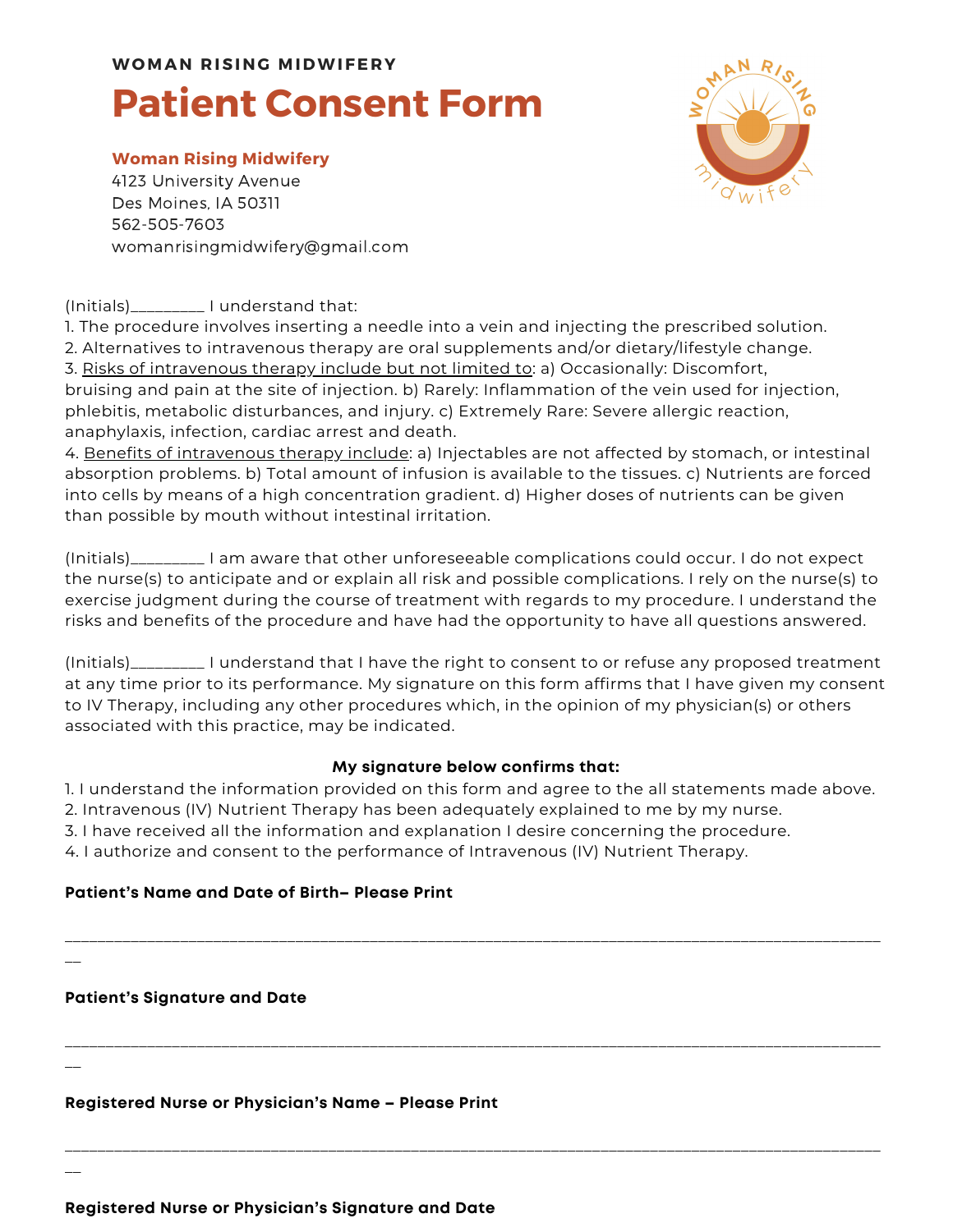**WOMAN RISING MIDWIFERY**

# Patient Consent Form

**Woman Rising Midwifery**
4123 University Avenue
Des Moines, IA 50311
562-505-7603
womanrisingmidwifery@gmail.com

(Initials)_________ I understand that:
1. The procedure involves inserting a needle into a vein and injecting the prescribed solution.
2. Alternatives to intravenous therapy are oral supplements and/or dietary/lifestyle change.
3. Risks of intravenous therapy include but not limited to: a) Occasionally: Discomfort, bruising and pain at the site of injection. b) Rarely: Inflammation of the vein used for injection, phlebitis, metabolic disturbances, and injury. c) Extremely Rare: Severe allergic reaction, anaphylaxis, infection, cardiac arrest and death.
4. Benefits of intravenous therapy include: a) Injectables are not affected by stomach, or intestinal absorption problems. b) Total amount of infusion is available to the tissues. c) Nutrients are forced into cells by means of a high concentration gradient. d) Higher doses of nutrients can be given than possible by mouth without intestinal irritation.

(Initials)_________ I am aware that other unforeseeable complications could occur. I do not expect the nurse(s) to anticipate and or explain all risk and possible complications. I rely on the nurse(s) to exercise judgment during the course of treatment with regards to my procedure. I understand the risks and benefits of the procedure and have had the opportunity to have all questions answered.

(Initials)_________ I understand that I have the right to consent to or refuse any proposed treatment at any time prior to its performance. My signature on this form affirms that I have given my consent to IV Therapy, including any other procedures which, in the opinion of my physician(s) or others associated with this practice, may be indicated.

**My signature below confirms that:**
1. I understand the information provided on this form and agree to the all statements made above.
2. Intravenous (IV) Nutrient Therapy has been adequately explained to me by my nurse.
3. I have received all the information and explanation I desire concerning the procedure.
4. I authorize and consent to the performance of Intravenous (IV) Nutrient Therapy.

**Patient's Name and Date of Birth– Please Print**

_____________________________________________________________________________

**Patient's Signature and Date**

_____________________________________________________________________________

**Registered Nurse or Physician's Name – Please Print**

_____________________________________________________________________________

**Registered Nurse or Physician's Signature and Date**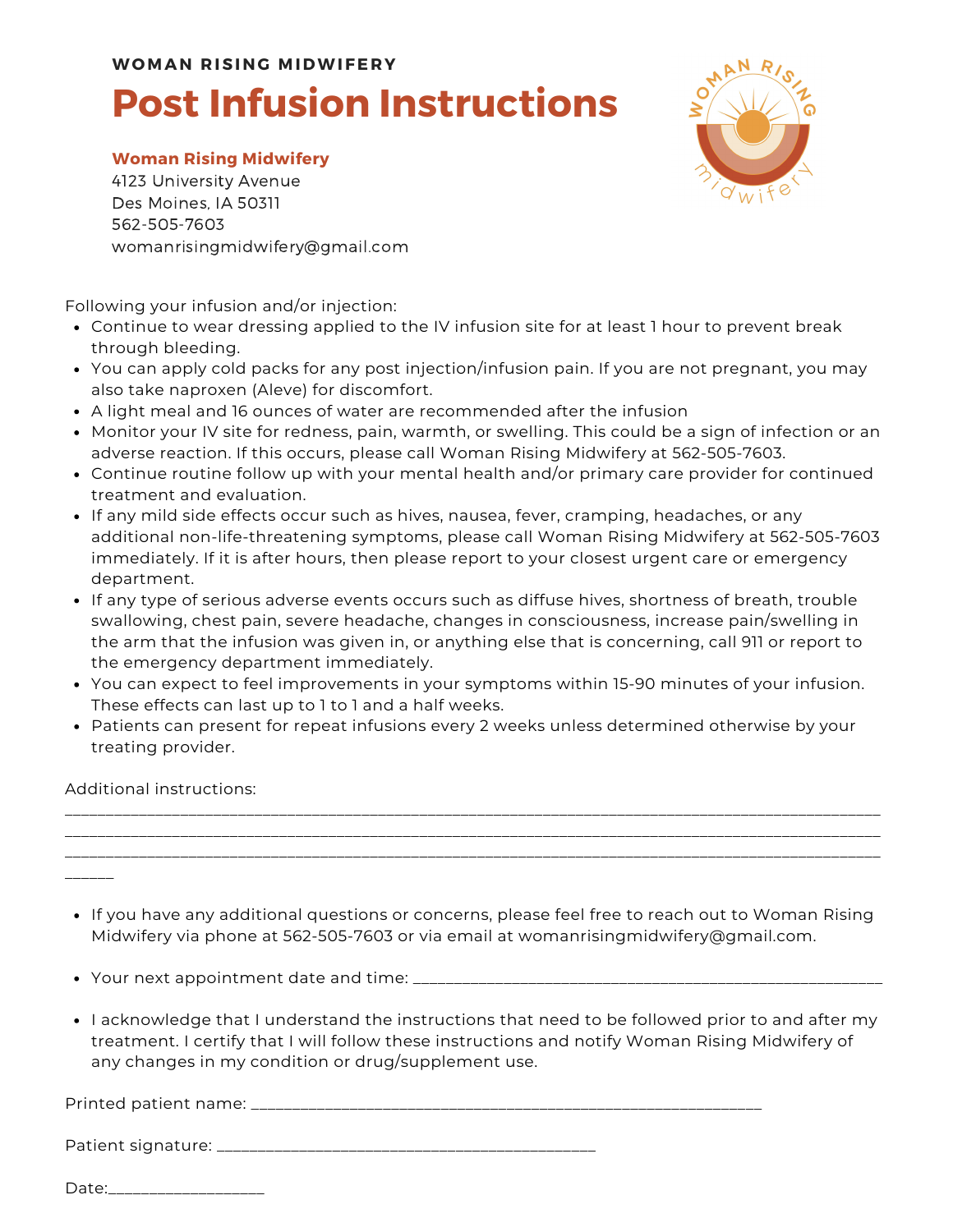WOMAN RISING MIDWIFERY

# Post Infusion Instructions

**Woman Rising Midwifery**
4123 University Avenue
Des Moines, IA 50311
562-505-7603
womanrisingmidwifery@gmail.com

Following your infusion and/or injection:

- Continue to wear dressing applied to the IV infusion site for at least 1 hour to prevent break through bleeding.
- You can apply cold packs for any post injection/infusion pain. If you are not pregnant, you may also take naproxen (Aleve) for discomfort.
- A light meal and 16 ounces of water are recommended after the infusion
- Monitor your IV site for redness, pain, warmth, or swelling. This could be a sign of infection or an adverse reaction. If this occurs, please call Woman Rising Midwifery at 562-505-7603.
- Continue routine follow up with your mental health and/or primary care provider for continued treatment and evaluation.
- If any mild side effects occur such as hives, nausea, fever, cramping, headaches, or any additional non-life-threatening symptoms, please call Woman Rising Midwifery at 562-505-7603 immediately. If it is after hours, then please report to your closest urgent care or emergency department.
- If any type of serious adverse events occurs such as diffuse hives, shortness of breath, trouble swallowing, chest pain, severe headache, changes in consciousness, increase pain/swelling in the arm that the infusion was given in, or anything else that is concerning, call 911 or report to the emergency department immediately.
- You can expect to feel improvements in your symptoms within 15-90 minutes of your infusion. These effects can last up to 1 to 1 and a half weeks.
- Patients can present for repeat infusions every 2 weeks unless determined otherwise by your treating provider.

Additional instructions: ______________________________________________________________________________________________________________________________________________________________________________________________________________________________________________________

- If you have any additional questions or concerns, please feel free to reach out to Woman Rising Midwifery via phone at 562-505-7603 or via email at womanrisingmidwifery@gmail.com.

- Your next appointment date and time: ______________________________________

- I acknowledge that I understand the instructions that need to be followed prior to and after my treatment. I certify that I will follow these instructions and notify Woman Rising Midwifery of any changes in my condition or drug/supplement use.

Printed patient name: ________________________________________

Patient signature: ______________________________

Date:____________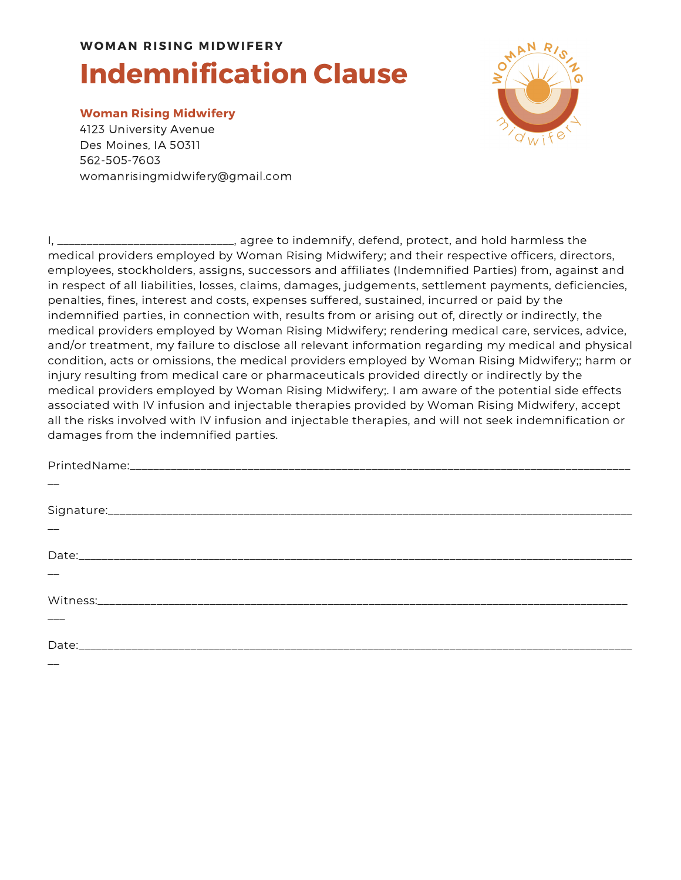**WOMAN RISING MIDWIFERY**

# Indemnification Clause

**Woman Rising Midwifery**
4123 University Avenue
Des Moines, IA 50311
562-505-7603
womanrisingmidwifery@gmail.com

I, ____________________________, agree to indemnify, defend, protect, and hold harmless the medical providers employed by Woman Rising Midwifery; and their respective officers, directors, employees, stockholders, assigns, successors and affiliates (Indemnified Parties) from, against and in respect of all liabilities, losses, claims, damages, judgements, settlement payments, deficiencies, penalties, fines, interest and costs, expenses suffered, sustained, incurred or paid by the indemnified parties, in connection with, results from or arising out of, directly or indirectly, the medical providers employed by Woman Rising Midwifery; rendering medical care, services, advice, and/or treatment, my failure to disclose all relevant information regarding my medical and physical condition, acts or omissions, the medical providers employed by Woman Rising Midwifery;; harm or injury resulting from medical care or pharmaceuticals provided directly or indirectly by the medical providers employed by Woman Rising Midwifery;. I am aware of the potential side effects associated with IV infusion and injectable therapies provided by Woman Rising Midwifery, accept all the risks involved with IV infusion and injectable therapies, and will not seek indemnification or damages from the indemnified parties.

PrintedName:______________________________________________________________________________

Signature:________________________________________________________________________________

Date:____________________________________________________________________________________

Witness:_________________________________________________________________________________

Date:____________________________________________________________________________________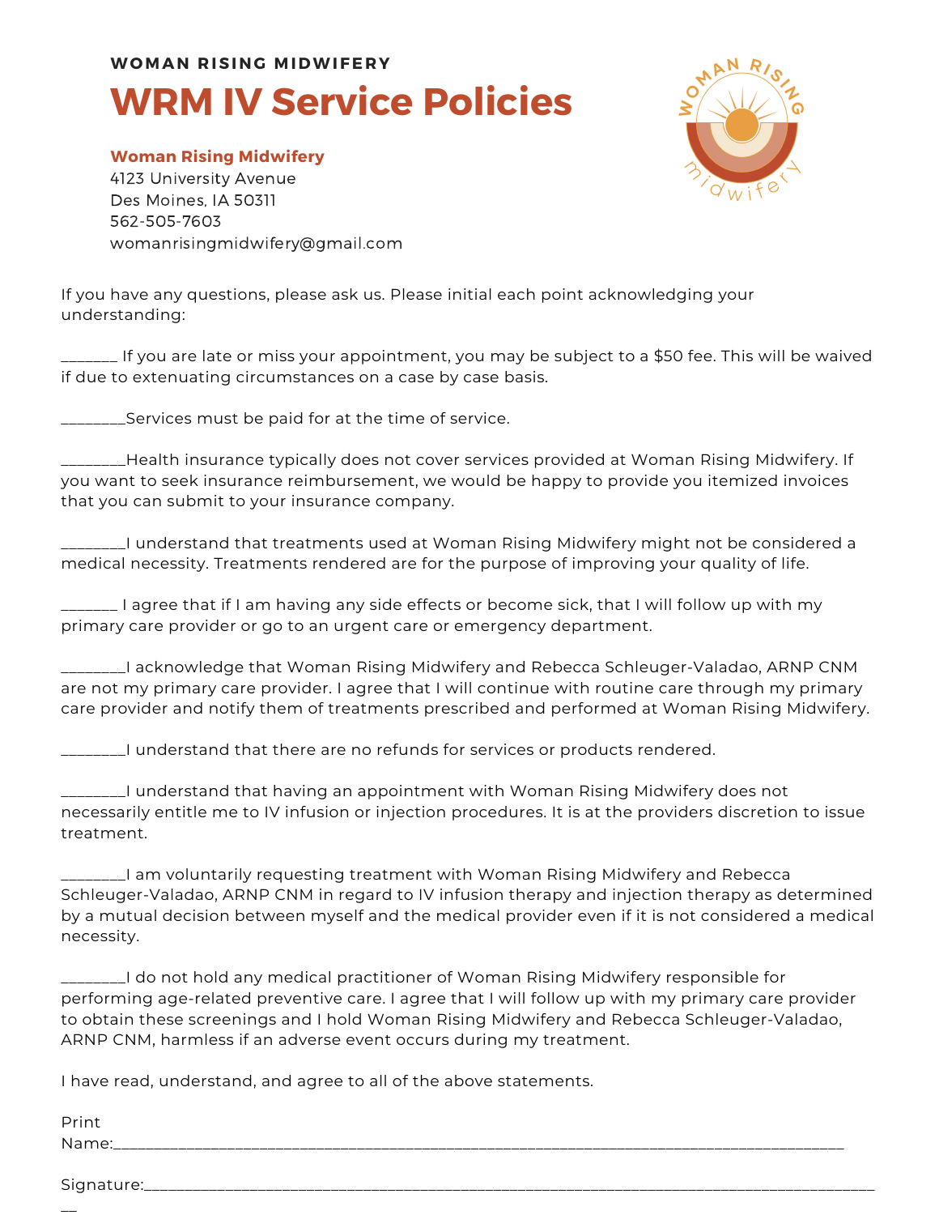WOMAN RISING MIDWIFERY

# WRM IV Service Policies

**Woman Rising Midwifery**
4123 University Avenue
Des Moines, IA 50311
562-505-7603
womanrisingmidwifery@gmail.com

If you have any questions, please ask us. Please initial each point acknowledging your understanding:

_______ If you are late or miss your appointment, you may be subject to a $50 fee. This will be waived if due to extenuating circumstances on a case by case basis.

________Services must be paid for at the time of service.

________Health insurance typically does not cover services provided at Woman Rising Midwifery. If you want to seek insurance reimbursement, we would be happy to provide you itemized invoices that you can submit to your insurance company.

________I understand that treatments used at Woman Rising Midwifery might not be considered a medical necessity. Treatments rendered are for the purpose of improving your quality of life.

_______ I agree that if I am having any side effects or become sick, that I will follow up with my primary care provider or go to an urgent care or emergency department.

________I acknowledge that Woman Rising Midwifery and Rebecca Schleuger-Valadao, ARNP CNM are not my primary care provider. I agree that I will continue with routine care through my primary care provider and notify them of treatments prescribed and performed at Woman Rising Midwifery.

________I understand that there are no refunds for services or products rendered.

________I understand that having an appointment with Woman Rising Midwifery does not necessarily entitle me to IV infusion or injection procedures. It is at the providers discretion to issue treatment.

________I am voluntarily requesting treatment with Woman Rising Midwifery and Rebecca Schleuger-Valadao, ARNP CNM in regard to IV infusion therapy and injection therapy as determined by a mutual decision between myself and the medical provider even if it is not considered a medical necessity.

________I do not hold any medical practitioner of Woman Rising Midwifery responsible for performing age-related preventive care. I agree that I will follow up with my primary care provider to obtain these screenings and I hold Woman Rising Midwifery and Rebecca Schleuger-Valadao, ARNP CNM, harmless if an adverse event occurs during my treatment.

I have read, understand, and agree to all of the above statements.

Print Name:_____________________________________________________________________________

Signature:_______________________________________________________________________________